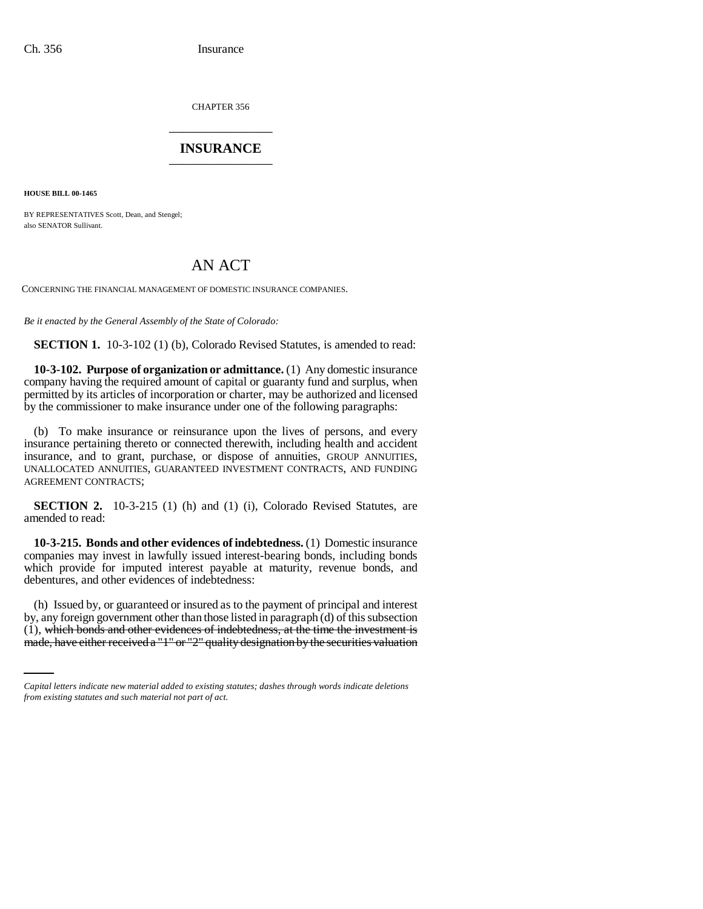CHAPTER 356

# INSURANCE

**HOUSE BILL 00-1465**

BY REPRESENTATIVES Scott, Dean, and Stengel;
also SENATOR Sullivant.

## AN ACT

CONCERNING THE FINANCIAL MANAGEMENT OF DOMESTIC INSURANCE COMPANIES.

*Be it enacted by the General Assembly of the State of Colorado:*

**SECTION 1.** 10-3-102 (1) (b), Colorado Revised Statutes, is amended to read:

**10-3-102. Purpose of organization or admittance.** (1) Any domestic insurance company having the required amount of capital or guaranty fund and surplus, when permitted by its articles of incorporation or charter, may be authorized and licensed by the commissioner to make insurance under one of the following paragraphs:

(b) To make insurance or reinsurance upon the lives of persons, and every insurance pertaining thereto or connected therewith, including health and accident insurance, and to grant, purchase, or dispose of annuities, GROUP ANNUITIES, UNALLOCATED ANNUITIES, GUARANTEED INVESTMENT CONTRACTS, AND FUNDING AGREEMENT CONTRACTS;

**SECTION 2.** 10-3-215 (1) (h) and (1) (i), Colorado Revised Statutes, are amended to read:

**10-3-215. Bonds and other evidences of indebtedness.** (1) Domestic insurance companies may invest in lawfully issued interest-bearing bonds, including bonds which provide for imputed interest payable at maturity, revenue bonds, and debentures, and other evidences of indebtedness:

(h) Issued by, or guaranteed or insured as to the payment of principal and interest by, any foreign government other than those listed in paragraph (d) of this subsection (1), ~~which bonds and other evidences of indebtedness, at the time the investment is made, have either received a "1" or "2" quality designation by the securities valuation~~

*Capital letters indicate new material added to existing statutes; dashes through words indicate deletions from existing statutes and such material not part of act.*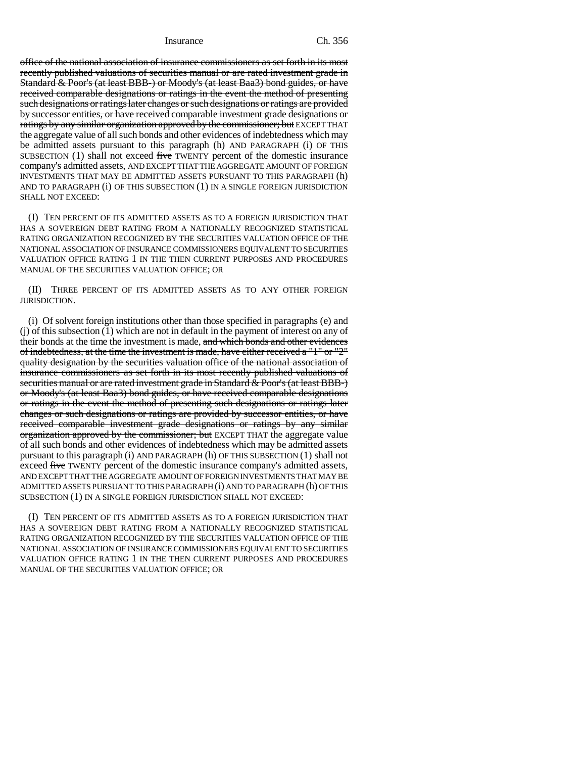~~office of the national association of insurance commissioners as set forth in its most recently published valuations of securities manual or are rated investment grade in Standard & Poor's (at least BBB-) or Moody's (at least Baa3) bond guides, or have received comparable designations or ratings in the event the method of presenting such designations or ratings later changes or such designations or ratings are provided by successor entities, or have received comparable investment grade designations or ratings by any similar organization approved by the commissioner; but~~ EXCEPT THAT the aggregate value of all such bonds and other evidences of indebtedness which may be admitted assets pursuant to this paragraph (h) AND PARAGRAPH (i) OF THIS SUBSECTION (1) shall not exceed ~~five~~ TWENTY percent of the domestic insurance company's admitted assets, AND EXCEPT THAT THE AGGREGATE AMOUNT OF FOREIGN INVESTMENTS THAT MAY BE ADMITTED ASSETS PURSUANT TO THIS PARAGRAPH (h) AND TO PARAGRAPH (i) OF THIS SUBSECTION (1) IN A SINGLE FOREIGN JURISDICTION SHALL NOT EXCEED:

(I) TEN PERCENT OF ITS ADMITTED ASSETS AS TO A FOREIGN JURISDICTION THAT HAS A SOVEREIGN DEBT RATING FROM A NATIONALLY RECOGNIZED STATISTICAL RATING ORGANIZATION RECOGNIZED BY THE SECURITIES VALUATION OFFICE OF THE NATIONAL ASSOCIATION OF INSURANCE COMMISSIONERS EQUIVALENT TO SECURITIES VALUATION OFFICE RATING 1 IN THE THEN CURRENT PURPOSES AND PROCEDURES MANUAL OF THE SECURITIES VALUATION OFFICE; OR

(II) THREE PERCENT OF ITS ADMITTED ASSETS AS TO ANY OTHER FOREIGN JURISDICTION.

(i) Of solvent foreign institutions other than those specified in paragraphs (e) and (j) of this subsection (1) which are not in default in the payment of interest on any of their bonds at the time the investment is made, ~~and which bonds and other evidences of indebtedness, at the time the investment is made, have either received a "1" or "2" quality designation by the securities valuation office of the national association of insurance commissioners as set forth in its most recently published valuations of securities manual or are rated investment grade in Standard & Poor's (at least BBB-) or Moody's (at least Baa3) bond guides, or have received comparable designations or ratings in the event the method of presenting such designations or ratings later changes or such designations or ratings are provided by successor entities, or have received comparable investment grade designations or ratings by any similar organization approved by the commissioner; but~~ EXCEPT THAT the aggregate value of all such bonds and other evidences of indebtedness which may be admitted assets pursuant to this paragraph (i) AND PARAGRAPH (h) OF THIS SUBSECTION (1) shall not exceed ~~five~~ TWENTY percent of the domestic insurance company's admitted assets, AND EXCEPT THAT THE AGGREGATE AMOUNT OF FOREIGN INVESTMENTS THAT MAY BE ADMITTED ASSETS PURSUANT TO THIS PARAGRAPH (i) AND TO PARAGRAPH (h) OF THIS SUBSECTION (1) IN A SINGLE FOREIGN JURISDICTION SHALL NOT EXCEED:

(I) TEN PERCENT OF ITS ADMITTED ASSETS AS TO A FOREIGN JURISDICTION THAT HAS A SOVEREIGN DEBT RATING FROM A NATIONALLY RECOGNIZED STATISTICAL RATING ORGANIZATION RECOGNIZED BY THE SECURITIES VALUATION OFFICE OF THE NATIONAL ASSOCIATION OF INSURANCE COMMISSIONERS EQUIVALENT TO SECURITIES VALUATION OFFICE RATING 1 IN THE THEN CURRENT PURPOSES AND PROCEDURES MANUAL OF THE SECURITIES VALUATION OFFICE; OR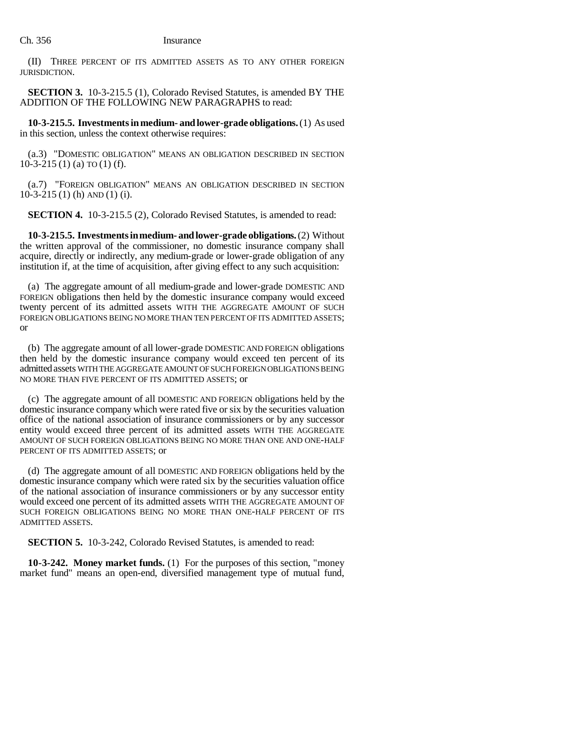(II) THREE PERCENT OF ITS ADMITTED ASSETS AS TO ANY OTHER FOREIGN JURISDICTION.

**SECTION 3.** 10-3-215.5 (1), Colorado Revised Statutes, is amended BY THE ADDITION OF THE FOLLOWING NEW PARAGRAPHS to read:

**10-3-215.5. Investments in medium- and lower-grade obligations.** (1) As used in this section, unless the context otherwise requires:

(a.3) "DOMESTIC OBLIGATION" MEANS AN OBLIGATION DESCRIBED IN SECTION 10-3-215 (1) (a) TO (1) (f).

(a.7) "FOREIGN OBLIGATION" MEANS AN OBLIGATION DESCRIBED IN SECTION 10-3-215 (1) (h) AND (1) (i).

**SECTION 4.** 10-3-215.5 (2), Colorado Revised Statutes, is amended to read:

**10-3-215.5. Investments in medium- and lower-grade obligations.** (2) Without the written approval of the commissioner, no domestic insurance company shall acquire, directly or indirectly, any medium-grade or lower-grade obligation of any institution if, at the time of acquisition, after giving effect to any such acquisition:

(a) The aggregate amount of all medium-grade and lower-grade DOMESTIC AND FOREIGN obligations then held by the domestic insurance company would exceed twenty percent of its admitted assets WITH THE AGGREGATE AMOUNT OF SUCH FOREIGN OBLIGATIONS BEING NO MORE THAN TEN PERCENT OF ITS ADMITTED ASSETS; or

(b) The aggregate amount of all lower-grade DOMESTIC AND FOREIGN obligations then held by the domestic insurance company would exceed ten percent of its admitted assets WITH THE AGGREGATE AMOUNT OF SUCH FOREIGN OBLIGATIONS BEING NO MORE THAN FIVE PERCENT OF ITS ADMITTED ASSETS; or

(c) The aggregate amount of all DOMESTIC AND FOREIGN obligations held by the domestic insurance company which were rated five or six by the securities valuation office of the national association of insurance commissioners or by any successor entity would exceed three percent of its admitted assets WITH THE AGGREGATE AMOUNT OF SUCH FOREIGN OBLIGATIONS BEING NO MORE THAN ONE AND ONE-HALF PERCENT OF ITS ADMITTED ASSETS; or

(d) The aggregate amount of all DOMESTIC AND FOREIGN obligations held by the domestic insurance company which were rated six by the securities valuation office of the national association of insurance commissioners or by any successor entity would exceed one percent of its admitted assets WITH THE AGGREGATE AMOUNT OF SUCH FOREIGN OBLIGATIONS BEING NO MORE THAN ONE-HALF PERCENT OF ITS ADMITTED ASSETS.

**SECTION 5.** 10-3-242, Colorado Revised Statutes, is amended to read:

**10-3-242. Money market funds.** (1) For the purposes of this section, "money market fund" means an open-end, diversified management type of mutual fund,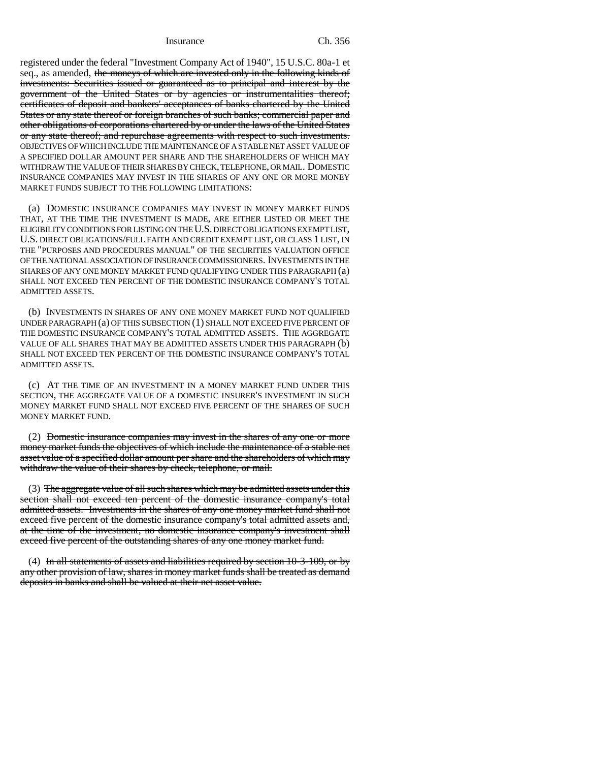registered under the federal "Investment Company Act of 1940", 15 U.S.C. 80a-1 et seq., as amended, ~~the moneys of which are invested only in the following kinds of investments: Securities issued or guaranteed as to principal and interest by the government of the United States or by agencies or instrumentalities thereof; certificates of deposit and bankers' acceptances of banks chartered by the United States or any state thereof or foreign branches of such banks; commercial paper and other obligations of corporations chartered by or under the laws of the United States or any state thereof; and repurchase agreements with respect to such investments.~~ OBJECTIVES OF WHICH INCLUDE THE MAINTENANCE OF A STABLE NET ASSET VALUE OF A SPECIFIED DOLLAR AMOUNT PER SHARE AND THE SHAREHOLDERS OF WHICH MAY WITHDRAW THE VALUE OF THEIR SHARES BY CHECK, TELEPHONE, OR MAIL. DOMESTIC INSURANCE COMPANIES MAY INVEST IN THE SHARES OF ANY ONE OR MORE MONEY MARKET FUNDS SUBJECT TO THE FOLLOWING LIMITATIONS:

(a) DOMESTIC INSURANCE COMPANIES MAY INVEST IN MONEY MARKET FUNDS THAT, AT THE TIME THE INVESTMENT IS MADE, ARE EITHER LISTED OR MEET THE ELIGIBILITY CONDITIONS FOR LISTING ON THE U.S. DIRECT OBLIGATIONS EXEMPT LIST, U.S. DIRECT OBLIGATIONS/FULL FAITH AND CREDIT EXEMPT LIST, OR CLASS 1 LIST, IN THE "PURPOSES AND PROCEDURES MANUAL" OF THE SECURITIES VALUATION OFFICE OF THE NATIONAL ASSOCIATION OF INSURANCE COMMISSIONERS. INVESTMENTS IN THE SHARES OF ANY ONE MONEY MARKET FUND QUALIFYING UNDER THIS PARAGRAPH (a) SHALL NOT EXCEED TEN PERCENT OF THE DOMESTIC INSURANCE COMPANY'S TOTAL ADMITTED ASSETS.

(b) INVESTMENTS IN SHARES OF ANY ONE MONEY MARKET FUND NOT QUALIFIED UNDER PARAGRAPH (a) OF THIS SUBSECTION (1) SHALL NOT EXCEED FIVE PERCENT OF THE DOMESTIC INSURANCE COMPANY'S TOTAL ADMITTED ASSETS. THE AGGREGATE VALUE OF ALL SHARES THAT MAY BE ADMITTED ASSETS UNDER THIS PARAGRAPH (b) SHALL NOT EXCEED TEN PERCENT OF THE DOMESTIC INSURANCE COMPANY'S TOTAL ADMITTED ASSETS.

(c) AT THE TIME OF AN INVESTMENT IN A MONEY MARKET FUND UNDER THIS SECTION, THE AGGREGATE VALUE OF A DOMESTIC INSURER'S INVESTMENT IN SUCH MONEY MARKET FUND SHALL NOT EXCEED FIVE PERCENT OF THE SHARES OF SUCH MONEY MARKET FUND.

(2) ~~Domestic insurance companies may invest in the shares of any one or more money market funds the objectives of which include the maintenance of a stable net asset value of a specified dollar amount per share and the shareholders of which may withdraw the value of their shares by check, telephone, or mail.~~

(3) ~~The aggregate value of all such shares which may be admitted assets under this section shall not exceed ten percent of the domestic insurance company's total admitted assets. Investments in the shares of any one money market fund shall not exceed five percent of the domestic insurance company's total admitted assets and, at the time of the investment, no domestic insurance company's investment shall exceed five percent of the outstanding shares of any one money market fund.~~

(4) ~~In all statements of assets and liabilities required by section 10-3-109, or by any other provision of law, shares in money market funds shall be treated as demand deposits in banks and shall be valued at their net asset value.~~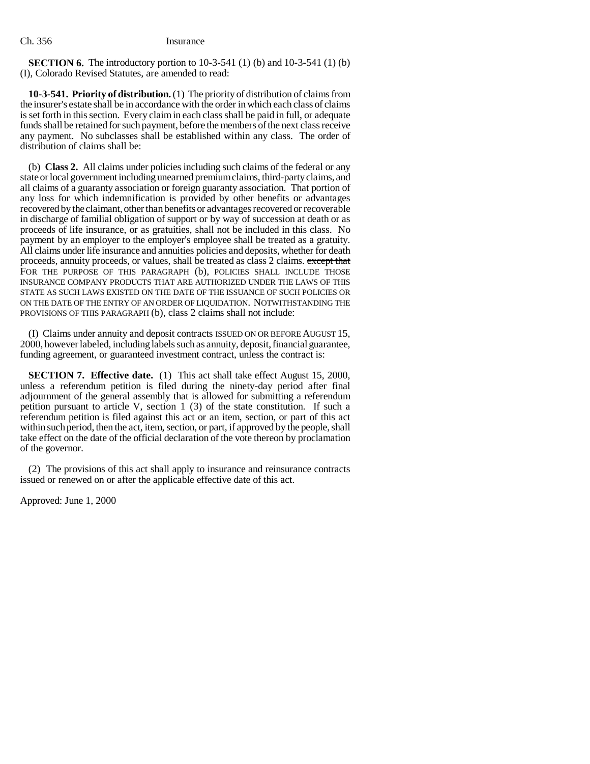**SECTION 6.** The introductory portion to 10-3-541 (1) (b) and 10-3-541 (1) (b) (I), Colorado Revised Statutes, are amended to read:

**10-3-541. Priority of distribution.** (1) The priority of distribution of claims from the insurer's estate shall be in accordance with the order in which each class of claims is set forth in this section. Every claim in each class shall be paid in full, or adequate funds shall be retained for such payment, before the members of the next class receive any payment. No subclasses shall be established within any class. The order of distribution of claims shall be:

(b) **Class 2.** All claims under policies including such claims of the federal or any state or local government including unearned premium claims, third-party claims, and all claims of a guaranty association or foreign guaranty association. That portion of any loss for which indemnification is provided by other benefits or advantages recovered by the claimant, other than benefits or advantages recovered or recoverable in discharge of familial obligation of support or by way of succession at death or as proceeds of life insurance, or as gratuities, shall not be included in this class. No payment by an employer to the employer's employee shall be treated as a gratuity. All claims under life insurance and annuities policies and deposits, whether for death proceeds, annuity proceeds, or values, shall be treated as class 2 claims. ~~except that~~ FOR THE PURPOSE OF THIS PARAGRAPH (b), POLICIES SHALL INCLUDE THOSE INSURANCE COMPANY PRODUCTS THAT ARE AUTHORIZED UNDER THE LAWS OF THIS STATE AS SUCH LAWS EXISTED ON THE DATE OF THE ISSUANCE OF SUCH POLICIES OR ON THE DATE OF THE ENTRY OF AN ORDER OF LIQUIDATION. NOTWITHSTANDING THE PROVISIONS OF THIS PARAGRAPH (b), class 2 claims shall not include:

(I) Claims under annuity and deposit contracts ISSUED ON OR BEFORE AUGUST 15, 2000, however labeled, including labels such as annuity, deposit, financial guarantee, funding agreement, or guaranteed investment contract, unless the contract is:

**SECTION 7. Effective date.** (1) This act shall take effect August 15, 2000, unless a referendum petition is filed during the ninety-day period after final adjournment of the general assembly that is allowed for submitting a referendum petition pursuant to article V, section 1 (3) of the state constitution. If such a referendum petition is filed against this act or an item, section, or part of this act within such period, then the act, item, section, or part, if approved by the people, shall take effect on the date of the official declaration of the vote thereon by proclamation of the governor.

(2) The provisions of this act shall apply to insurance and reinsurance contracts issued or renewed on or after the applicable effective date of this act.

Approved: June 1, 2000